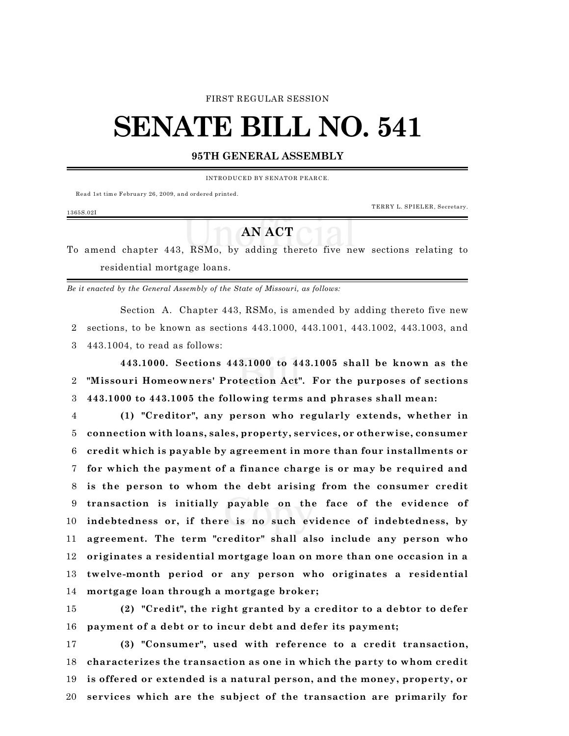FIRST REGULAR SESSION

# SENATE BILL NO. 541

## 95TH GENERAL ASSEMBLY

INTRODUCED BY SENATOR PEARCE.

Read 1st time February 26, 2009, and ordered printed.

TERRY L. SPIELER, Secretary.

1365S.02I

## AN ACT

To amend chapter 443, RSMo, by adding thereto five new sections relating to residential mortgage loans.

*Be it enacted by the General Assembly of the State of Missouri, as follows:*

Section A. Chapter 443, RSMo, is amended by adding thereto five new sections, to be known as sections 443.1000, 443.1001, 443.1002, 443.1003, and 443.1004, to read as follows:

**443.1000. Sections 443.1000 to 443.1005 shall be known as the "Missouri Homeowners' Protection Act". For the purposes of sections 443.1000 to 443.1005 the following terms and phrases shall mean:**

**(1) "Creditor", any person who regularly extends, whether in connection with loans, sales, property, services, or otherwise, consumer credit which is payable by agreement in more than four installments or for which the payment of a finance charge is or may be required and is the person to whom the debt arising from the consumer credit transaction is initially payable on the face of the evidence of indebtedness or, if there is no such evidence of indebtedness, by agreement. The term "creditor" shall also include any person who originates a residential mortgage loan on more than one occasion in a twelve-month period or any person who originates a residential mortgage loan through a mortgage broker;**

**(2) "Credit", the right granted by a creditor to a debtor to defer payment of a debt or to incur debt and defer its payment;**

**(3) "Consumer", used with reference to a credit transaction, characterizes the transaction as one in which the party to whom credit is offered or extended is a natural person, and the money, property, or services which are the subject of the transaction are primarily for**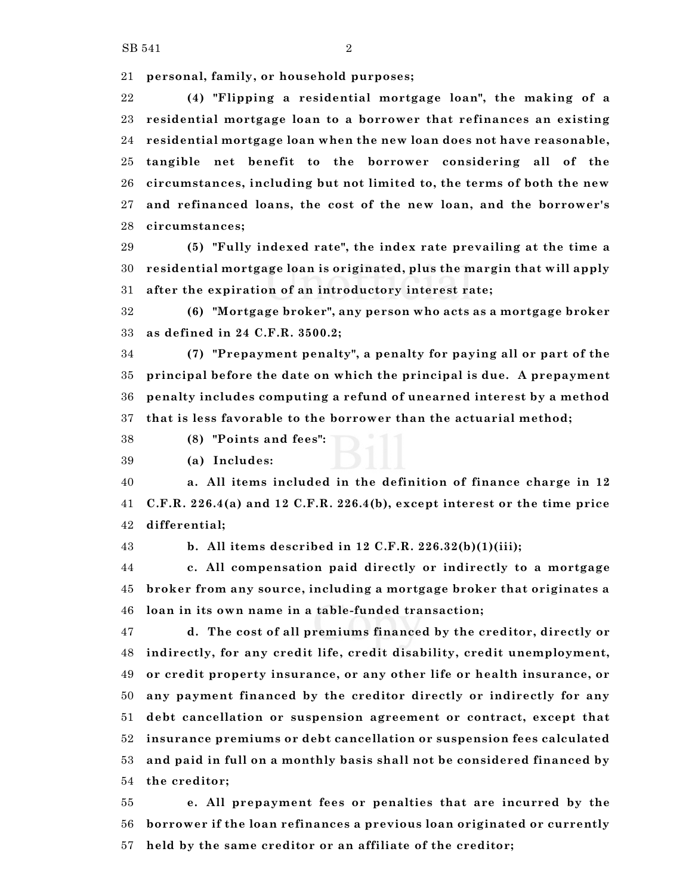**personal, family, or household purposes;**

**(4) "Flipping a residential mortgage loan", the making of a residential mortgage loan to a borrower that refinances an existing residential mortgage loan when the new loan does not have reasonable, tangible net benefit to the borrower considering all of the circumstances, including but not limited to, the terms of both the new and refinanced loans, the cost of the new loan, and the borrower's circumstances;**

**(5) "Fully indexed rate", the index rate prevailing at the time a residential mortgage loan is originated, plus the margin that will apply after the expiration of an introductory interest rate;**

**(6) "Mortgage broker", any person who acts as a mortgage broker as defined in 24 C.F.R. 3500.2;**

**(7) "Prepayment penalty", a penalty for paying all or part of the principal before the date on which the principal is due. A prepayment penalty includes computing a refund of unearned interest by a method that is less favorable to the borrower than the actuarial method;**

**(8) "Points and fees":**

**(a) Includes:**

**a. All items included in the definition of finance charge in 12 C.F.R. 226.4(a) and 12 C.F.R. 226.4(b), except interest or the time price differential;**

**b. All items described in 12 C.F.R. 226.32(b)(1)(iii);**

**c. All compensation paid directly or indirectly to a mortgage broker from any source, including a mortgage broker that originates a loan in its own name in a table-funded transaction;**

**d. The cost of all premiums financed by the creditor, directly or indirectly, for any credit life, credit disability, credit unemployment, or credit property insurance, or any other life or health insurance, or any payment financed by the creditor directly or indirectly for any debt cancellation or suspension agreement or contract, except that insurance premiums or debt cancellation or suspension fees calculated and paid in full on a monthly basis shall not be considered financed by the creditor;**

**e. All prepayment fees or penalties that are incurred by the borrower if the loan refinances a previous loan originated or currently held by the same creditor or an affiliate of the creditor;**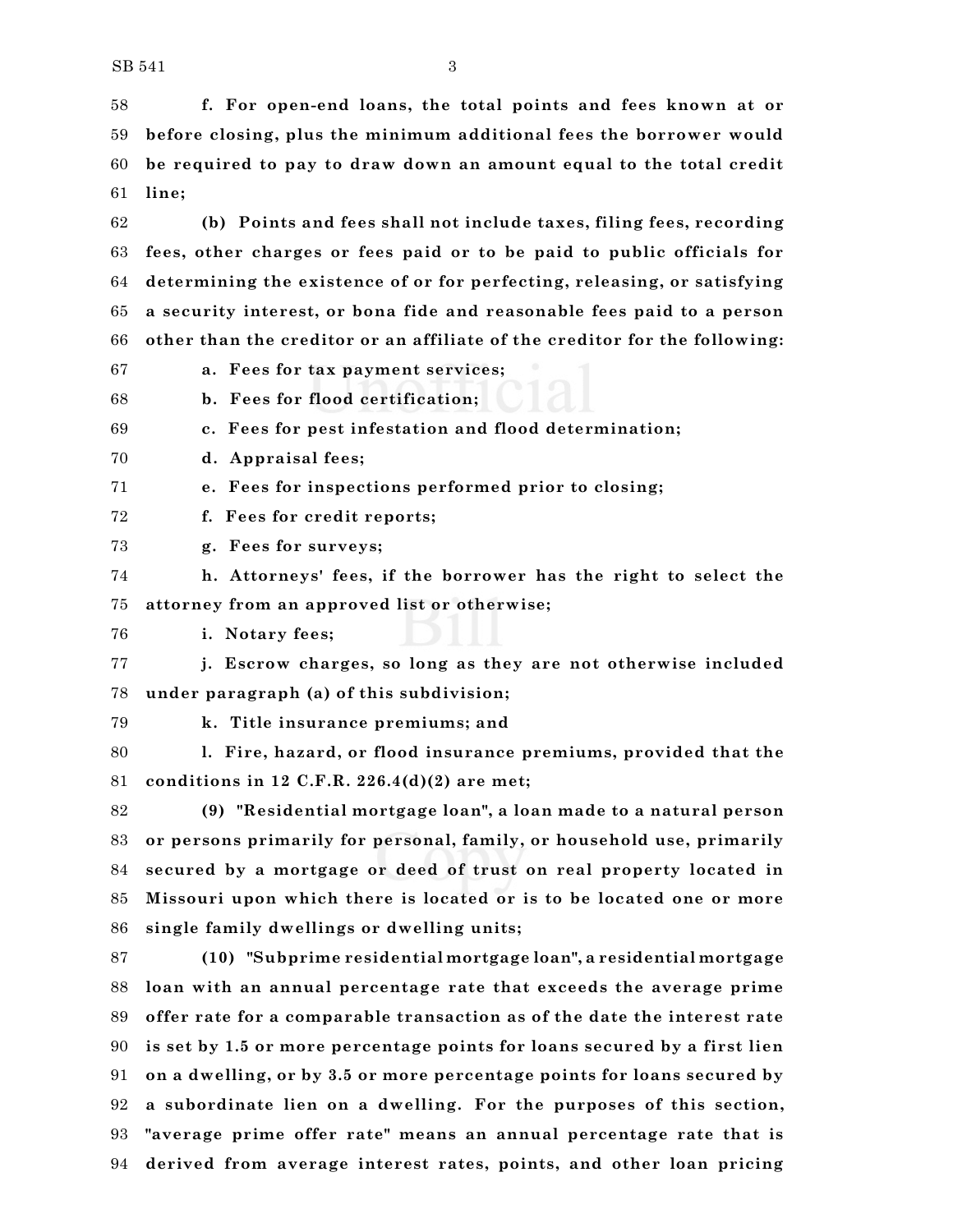**f. For open-end loans, the total points and fees known at or before closing, plus the minimum additional fees the borrower would be required to pay to draw down an amount equal to the total credit line;**

**(b) Points and fees shall not include taxes, filing fees, recording fees, other charges or fees paid or to be paid to public officials for determining the existence of or for perfecting, releasing, or satisfying a security interest, or bona fide and reasonable fees paid to a person other than the creditor or an affiliate of the creditor for the following:**

**a. Fees for tax payment services;**

**b. Fees for flood certification;**

**c. Fees for pest infestation and flood determination;**

**d. Appraisal fees;**

**e. Fees for inspections performed prior to closing;**

**f. Fees for credit reports;**

**g. Fees for surveys;**

**h. Attorneys' fees, if the borrower has the right to select the attorney from an approved list or otherwise;**

**i. Notary fees;**

**j. Escrow charges, so long as they are not otherwise included under paragraph (a) of this subdivision;**

**k. Title insurance premiums; and**

**l. Fire, hazard, or flood insurance premiums, provided that the conditions in 12 C.F.R. 226.4(d)(2) are met;**

**(9) "Residential mortgage loan", a loan made to a natural person or persons primarily for personal, family, or household use, primarily secured by a mortgage or deed of trust on real property located in Missouri upon which there is located or is to be located one or more single family dwellings or dwelling units;**

**(10) "Subprime residential mortgage loan", a residential mortgage loan with an annual percentage rate that exceeds the average prime offer rate for a comparable transaction as of the date the interest rate is set by 1.5 or more percentage points for loans secured by a first lien on a dwelling, or by 3.5 or more percentage points for loans secured by a subordinate lien on a dwelling. For the purposes of this section, "average prime offer rate" means an annual percentage rate that is derived from average interest rates, points, and other loan pricing**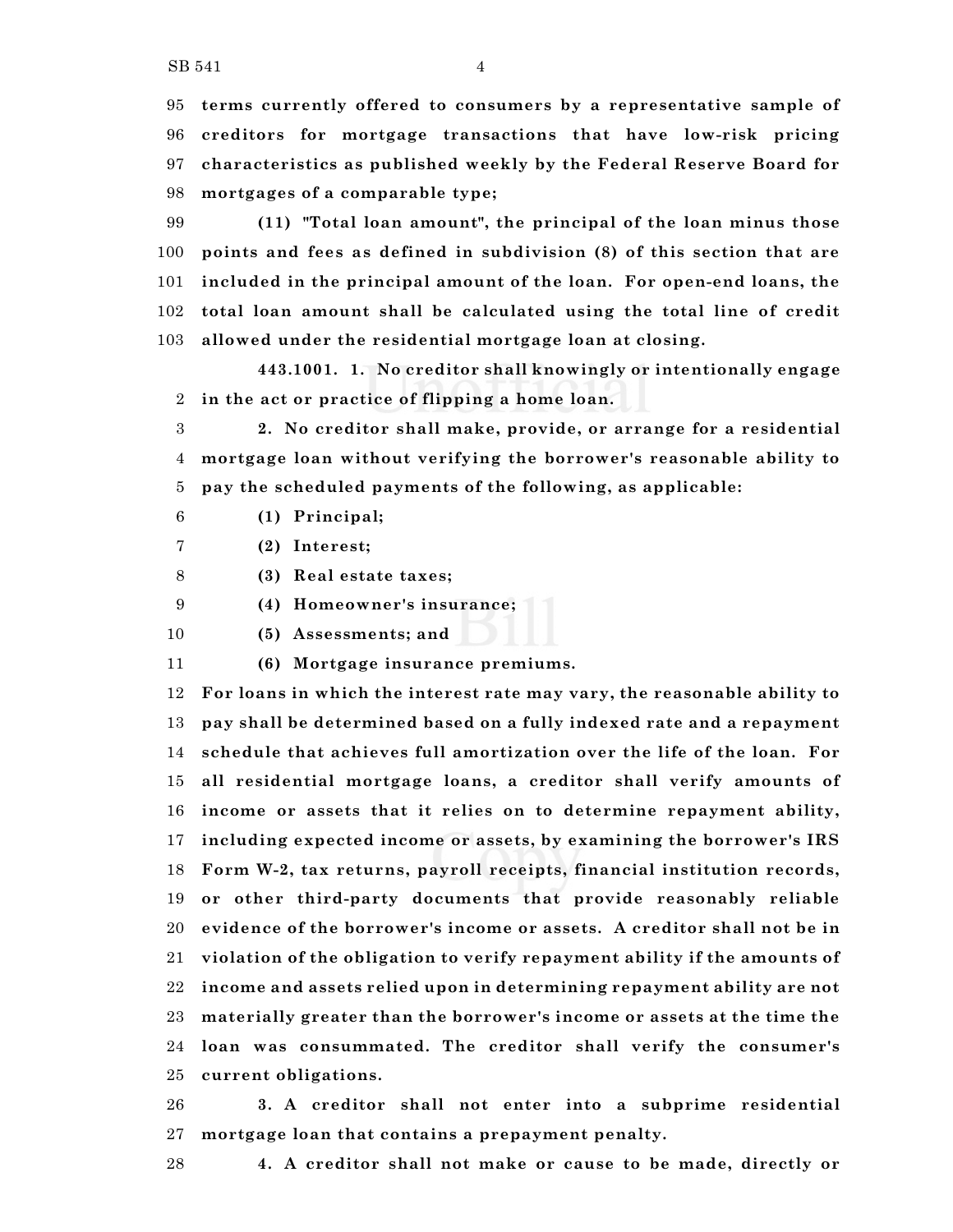**terms currently offered to consumers by a representative sample of creditors for mortgage transactions that have low-risk pricing characteristics as published weekly by the Federal Reserve Board for mortgages of a comparable type;**

**(11) "Total loan amount", the principal of the loan minus those points and fees as defined in subdivision (8) of this section that are included in the principal amount of the loan. For open-end loans, the total loan amount shall be calculated using the total line of credit allowed under the residential mortgage loan at closing.**

**443.1001. 1. No creditor shall knowingly or intentionally engage in the act or practice of flipping a home loan.**

**2. No creditor shall make, provide, or arrange for a residential mortgage loan without verifying the borrower's reasonable ability to pay the scheduled payments of the following, as applicable:**

**(1) Principal;**

**(2) Interest;**

**(3) Real estate taxes;**

**(4) Homeowner's insurance;**

**(5) Assessments; and**

**(6) Mortgage insurance premiums.**

**For loans in which the interest rate may vary, the reasonable ability to pay shall be determined based on a fully indexed rate and a repayment schedule that achieves full amortization over the life of the loan. For all residential mortgage loans, a creditor shall verify amounts of income or assets that it relies on to determine repayment ability, including expected income or assets, by examining the borrower's IRS Form W-2, tax returns, payroll receipts, financial institution records, or other third-party documents that provide reasonably reliable evidence of the borrower's income or assets. A creditor shall not be in violation of the obligation to verify repayment ability if the amounts of income and assets relied upon in determining repayment ability are not materially greater than the borrower's income or assets at the time the loan was consummated. The creditor shall verify the consumer's current obligations.**

**3. A creditor shall not enter into a subprime residential mortgage loan that contains a prepayment penalty.**

**4. A creditor shall not make or cause to be made, directly or**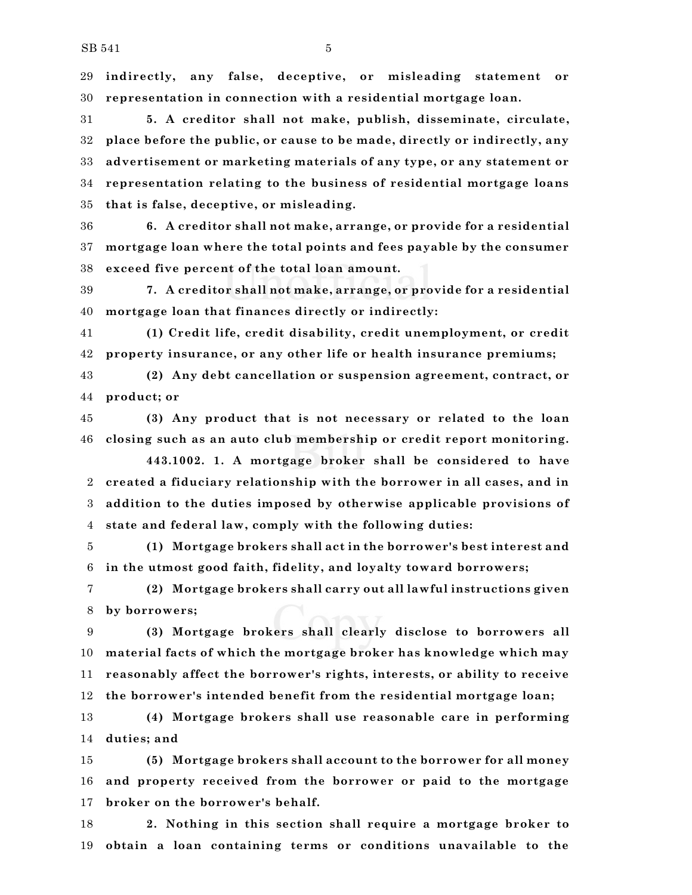**indirectly, any false, deceptive, or misleading statement or representation in connection with a residential mortgage loan.**

**5. A creditor shall not make, publish, disseminate, circulate, place before the public, or cause to be made, directly or indirectly, any advertisement or marketing materials of any type, or any statement or representation relating to the business of residential mortgage loans that is false, deceptive, or misleading.**

**6. A creditor shall not make, arrange, or provide for a residential mortgage loan where the total points and fees payable by the consumer exceed five percent of the total loan amount.**

**7. A creditor shall not make, arrange, or provide for a residential mortgage loan that finances directly or indirectly:**

**(1) Credit life, credit disability, credit unemployment, or credit property insurance, or any other life or health insurance premiums;**

**(2) Any debt cancellation or suspension agreement, contract, or product; or**

**(3) Any product that is not necessary or related to the loan closing such as an auto club membership or credit report monitoring.**

**443.1002. 1. A mortgage broker shall be considered to have created a fiduciary relationship with the borrower in all cases, and in addition to the duties imposed by otherwise applicable provisions of state and federal law, comply with the following duties:**

**(1) Mortgage brokers shall act in the borrower's best interest and in the utmost good faith, fidelity, and loyalty toward borrowers;**

**(2) Mortgage brokers shall carry out all lawful instructions given by borrowers;**

**(3) Mortgage brokers shall clearly disclose to borrowers all material facts of which the mortgage broker has knowledge which may reasonably affect the borrower's rights, interests, or ability to receive the borrower's intended benefit from the residential mortgage loan;**

**(4) Mortgage brokers shall use reasonable care in performing duties; and**

**(5) Mortgage brokers shall account to the borrower for all money and property received from the borrower or paid to the mortgage broker on the borrower's behalf.**

**2. Nothing in this section shall require a mortgage broker to obtain a loan containing terms or conditions unavailable to the**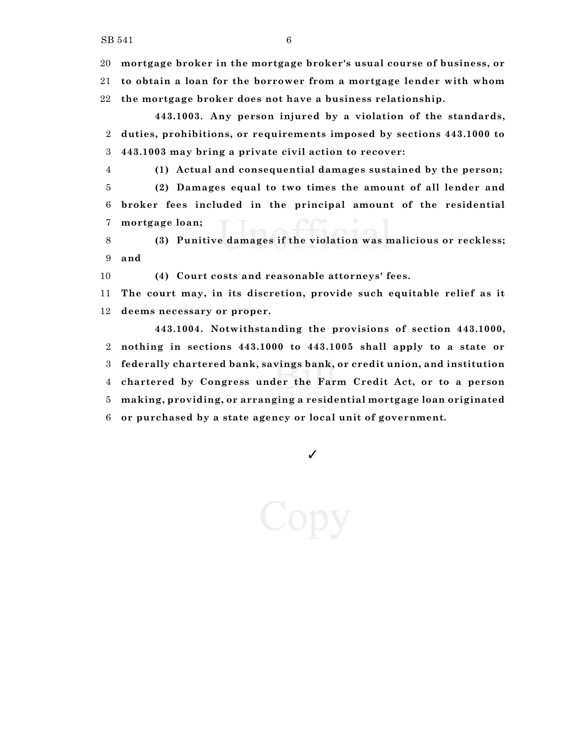**mortgage broker in the mortgage broker's usual course of business, or to obtain a loan for the borrower from a mortgage lender with whom the mortgage broker does not have a business relationship.**

**443.1003. Any person injured by a violation of the standards, duties, prohibitions, or requirements imposed by sections 443.1000 to 443.1003 may bring a private civil action to recover:**

**(1) Actual and consequential damages sustained by the person;**

**(2) Damages equal to two times the amount of all lender and broker fees included in the principal amount of the residential mortgage loan;**

**(3) Punitive damages if the violation was malicious or reckless; and**

**(4) Court costs and reasonable attorneys' fees.**

**The court may, in its discretion, provide such equitable relief as it deems necessary or proper.**

**443.1004. Notwithstanding the provisions of section 443.1000, nothing in sections 443.1000 to 443.1005 shall apply to a state or federally chartered bank, savings bank, or credit union, and institution chartered by Congress under the Farm Credit Act, or to a person making, providing, or arranging a residential mortgage loan originated or purchased by a state agency or local unit of government.**

✓